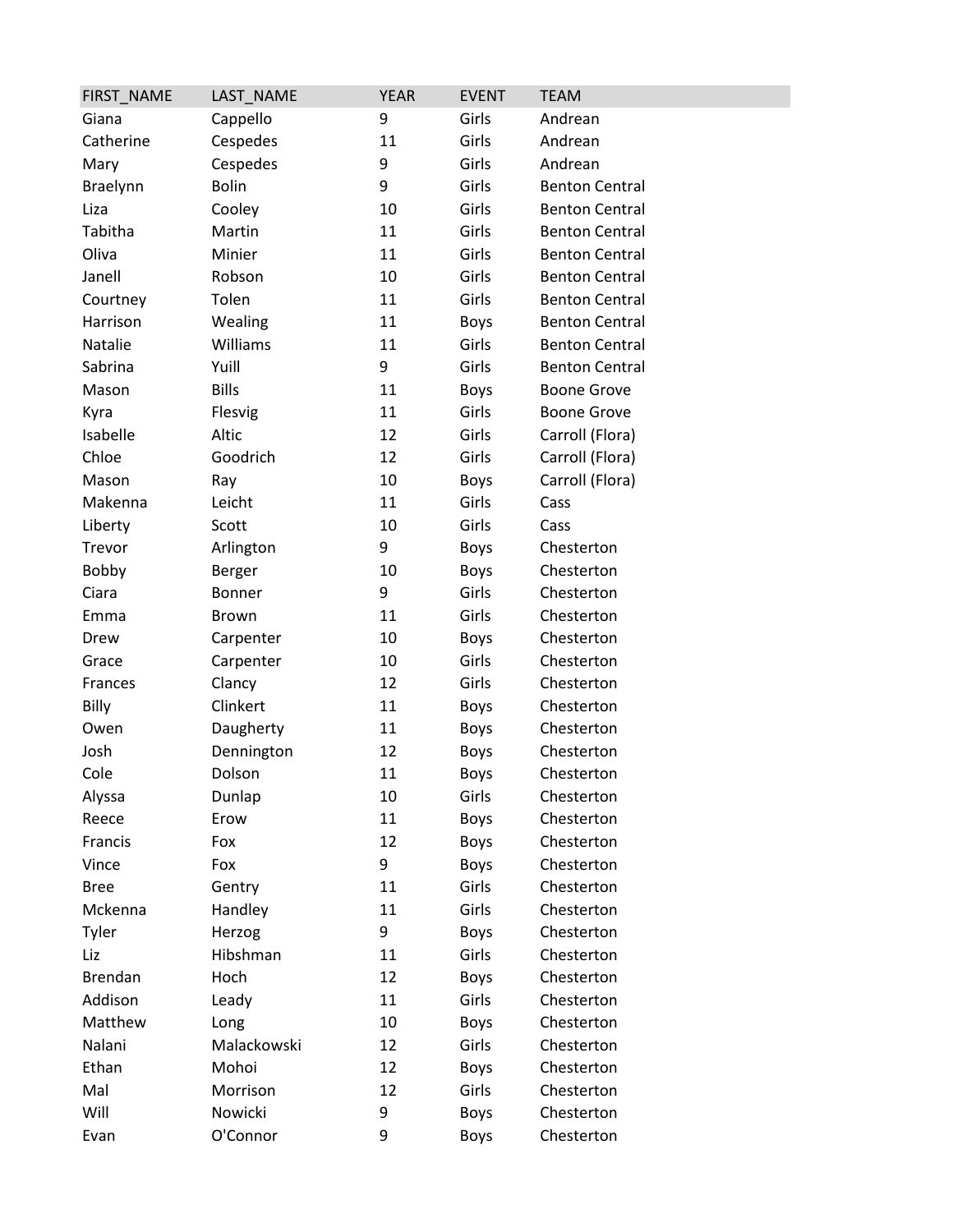| FIRST_NAME | LAST_NAME | YEAR | EVENT | TEAM |
| --- | --- | --- | --- | --- |
| Giana | Cappello | 9 | Girls | Andrean |
| Catherine | Cespedes | 11 | Girls | Andrean |
| Mary | Cespedes | 9 | Girls | Andrean |
| Braelynn | Bolin | 9 | Girls | Benton Central |
| Liza | Cooley | 10 | Girls | Benton Central |
| Tabitha | Martin | 11 | Girls | Benton Central |
| Oliva | Minier | 11 | Girls | Benton Central |
| Janell | Robson | 10 | Girls | Benton Central |
| Courtney | Tolen | 11 | Girls | Benton Central |
| Harrison | Wealing | 11 | Boys | Benton Central |
| Natalie | Williams | 11 | Girls | Benton Central |
| Sabrina | Yuill | 9 | Girls | Benton Central |
| Mason | Bills | 11 | Boys | Boone Grove |
| Kyra | Flesvig | 11 | Girls | Boone Grove |
| Isabelle | Altic | 12 | Girls | Carroll (Flora) |
| Chloe | Goodrich | 12 | Girls | Carroll (Flora) |
| Mason | Ray | 10 | Boys | Carroll (Flora) |
| Makenna | Leicht | 11 | Girls | Cass |
| Liberty | Scott | 10 | Girls | Cass |
| Trevor | Arlington | 9 | Boys | Chesterton |
| Bobby | Berger | 10 | Boys | Chesterton |
| Ciara | Bonner | 9 | Girls | Chesterton |
| Emma | Brown | 11 | Girls | Chesterton |
| Drew | Carpenter | 10 | Boys | Chesterton |
| Grace | Carpenter | 10 | Girls | Chesterton |
| Frances | Clancy | 12 | Girls | Chesterton |
| Billy | Clinkert | 11 | Boys | Chesterton |
| Owen | Daugherty | 11 | Boys | Chesterton |
| Josh | Dennington | 12 | Boys | Chesterton |
| Cole | Dolson | 11 | Boys | Chesterton |
| Alyssa | Dunlap | 10 | Girls | Chesterton |
| Reece | Erow | 11 | Boys | Chesterton |
| Francis | Fox | 12 | Boys | Chesterton |
| Vince | Fox | 9 | Boys | Chesterton |
| Bree | Gentry | 11 | Girls | Chesterton |
| Mckenna | Handley | 11 | Girls | Chesterton |
| Tyler | Herzog | 9 | Boys | Chesterton |
| Liz | Hibshman | 11 | Girls | Chesterton |
| Brendan | Hoch | 12 | Boys | Chesterton |
| Addison | Leady | 11 | Girls | Chesterton |
| Matthew | Long | 10 | Boys | Chesterton |
| Nalani | Malackowski | 12 | Girls | Chesterton |
| Ethan | Mohoi | 12 | Boys | Chesterton |
| Mal | Morrison | 12 | Girls | Chesterton |
| Will | Nowicki | 9 | Boys | Chesterton |
| Evan | O'Connor | 9 | Boys | Chesterton |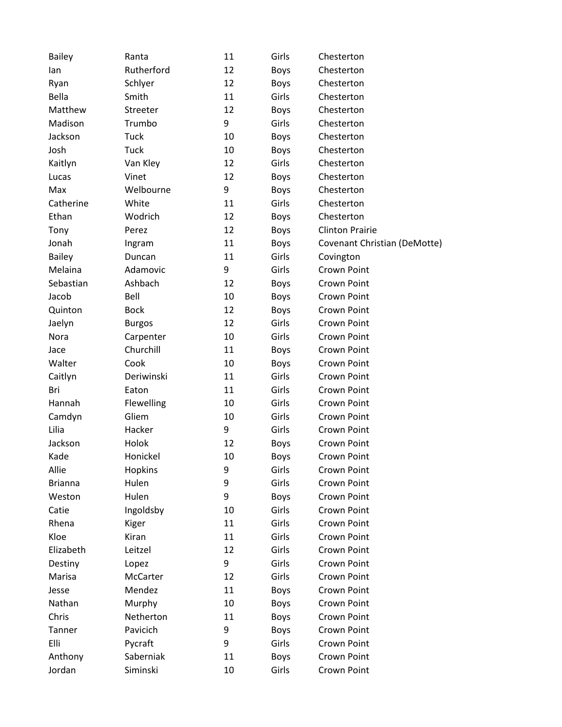| | | | | |
|---|---|---|---|---|
| Bailey | Ranta | 11 | Girls | Chesterton |
| Ian | Rutherford | 12 | Boys | Chesterton |
| Ryan | Schlyer | 12 | Boys | Chesterton |
| Bella | Smith | 11 | Girls | Chesterton |
| Matthew | Streeter | 12 | Boys | Chesterton |
| Madison | Trumbo | 9 | Girls | Chesterton |
| Jackson | Tuck | 10 | Boys | Chesterton |
| Josh | Tuck | 10 | Boys | Chesterton |
| Kaitlyn | Van Kley | 12 | Girls | Chesterton |
| Lucas | Vinet | 12 | Boys | Chesterton |
| Max | Welbourne | 9 | Boys | Chesterton |
| Catherine | White | 11 | Girls | Chesterton |
| Ethan | Wodrich | 12 | Boys | Chesterton |
| Tony | Perez | 12 | Boys | Clinton Prairie |
| Jonah | Ingram | 11 | Boys | Covenant Christian (DeMotte) |
| Bailey | Duncan | 11 | Girls | Covington |
| Melaina | Adamovic | 9 | Girls | Crown Point |
| Sebastian | Ashbach | 12 | Boys | Crown Point |
| Jacob | Bell | 10 | Boys | Crown Point |
| Quinton | Bock | 12 | Boys | Crown Point |
| Jaelyn | Burgos | 12 | Girls | Crown Point |
| Nora | Carpenter | 10 | Girls | Crown Point |
| Jace | Churchill | 11 | Boys | Crown Point |
| Walter | Cook | 10 | Boys | Crown Point |
| Caitlyn | Deriwinski | 11 | Girls | Crown Point |
| Bri | Eaton | 11 | Girls | Crown Point |
| Hannah | Flewelling | 10 | Girls | Crown Point |
| Camdyn | Gliem | 10 | Girls | Crown Point |
| Lilia | Hacker | 9 | Girls | Crown Point |
| Jackson | Holok | 12 | Boys | Crown Point |
| Kade | Honickel | 10 | Boys | Crown Point |
| Allie | Hopkins | 9 | Girls | Crown Point |
| Brianna | Hulen | 9 | Girls | Crown Point |
| Weston | Hulen | 9 | Boys | Crown Point |
| Catie | Ingoldsby | 10 | Girls | Crown Point |
| Rhena | Kiger | 11 | Girls | Crown Point |
| Kloe | Kiran | 11 | Girls | Crown Point |
| Elizabeth | Leitzel | 12 | Girls | Crown Point |
| Destiny | Lopez | 9 | Girls | Crown Point |
| Marisa | McCarter | 12 | Girls | Crown Point |
| Jesse | Mendez | 11 | Boys | Crown Point |
| Nathan | Murphy | 10 | Boys | Crown Point |
| Chris | Netherton | 11 | Boys | Crown Point |
| Tanner | Pavicich | 9 | Boys | Crown Point |
| Elli | Pycraft | 9 | Girls | Crown Point |
| Anthony | Saberniak | 11 | Boys | Crown Point |
| Jordan | Siminski | 10 | Girls | Crown Point |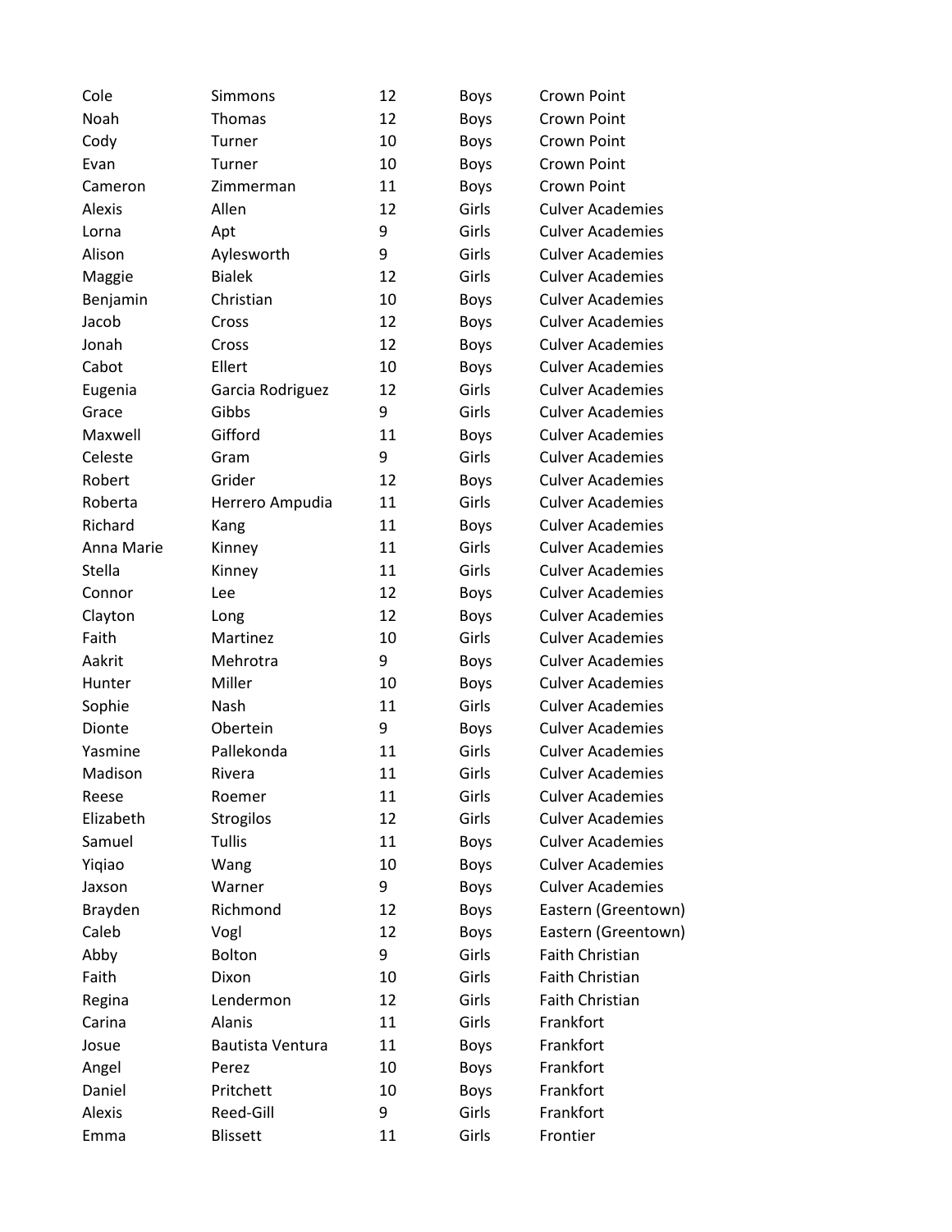| Cole | Simmons | 12 | Boys | Crown Point |
|---|---|---|---|---|
| Noah | Thomas | 12 | Boys | Crown Point |
| Cody | Turner | 10 | Boys | Crown Point |
| Evan | Turner | 10 | Boys | Crown Point |
| Cameron | Zimmerman | 11 | Boys | Crown Point |
| Alexis | Allen | 12 | Girls | Culver Academies |
| Lorna | Apt | 9 | Girls | Culver Academies |
| Alison | Aylesworth | 9 | Girls | Culver Academies |
| Maggie | Bialek | 12 | Girls | Culver Academies |
| Benjamin | Christian | 10 | Boys | Culver Academies |
| Jacob | Cross | 12 | Boys | Culver Academies |
| Jonah | Cross | 12 | Boys | Culver Academies |
| Cabot | Ellert | 10 | Boys | Culver Academies |
| Eugenia | Garcia Rodriguez | 12 | Girls | Culver Academies |
| Grace | Gibbs | 9 | Girls | Culver Academies |
| Maxwell | Gifford | 11 | Boys | Culver Academies |
| Celeste | Gram | 9 | Girls | Culver Academies |
| Robert | Grider | 12 | Boys | Culver Academies |
| Roberta | Herrero Ampudia | 11 | Girls | Culver Academies |
| Richard | Kang | 11 | Boys | Culver Academies |
| Anna Marie | Kinney | 11 | Girls | Culver Academies |
| Stella | Kinney | 11 | Girls | Culver Academies |
| Connor | Lee | 12 | Boys | Culver Academies |
| Clayton | Long | 12 | Boys | Culver Academies |
| Faith | Martinez | 10 | Girls | Culver Academies |
| Aakrit | Mehrotra | 9 | Boys | Culver Academies |
| Hunter | Miller | 10 | Boys | Culver Academies |
| Sophie | Nash | 11 | Girls | Culver Academies |
| Dionte | Obertein | 9 | Boys | Culver Academies |
| Yasmine | Pallekonda | 11 | Girls | Culver Academies |
| Madison | Rivera | 11 | Girls | Culver Academies |
| Reese | Roemer | 11 | Girls | Culver Academies |
| Elizabeth | Strogilos | 12 | Girls | Culver Academies |
| Samuel | Tullis | 11 | Boys | Culver Academies |
| Yiqiao | Wang | 10 | Boys | Culver Academies |
| Jaxson | Warner | 9 | Boys | Culver Academies |
| Brayden | Richmond | 12 | Boys | Eastern (Greentown) |
| Caleb | Vogl | 12 | Boys | Eastern (Greentown) |
| Abby | Bolton | 9 | Girls | Faith Christian |
| Faith | Dixon | 10 | Girls | Faith Christian |
| Regina | Lendermon | 12 | Girls | Faith Christian |
| Carina | Alanis | 11 | Girls | Frankfort |
| Josue | Bautista Ventura | 11 | Boys | Frankfort |
| Angel | Perez | 10 | Boys | Frankfort |
| Daniel | Pritchett | 10 | Boys | Frankfort |
| Alexis | Reed-Gill | 9 | Girls | Frankfort |
| Emma | Blissett | 11 | Girls | Frontier |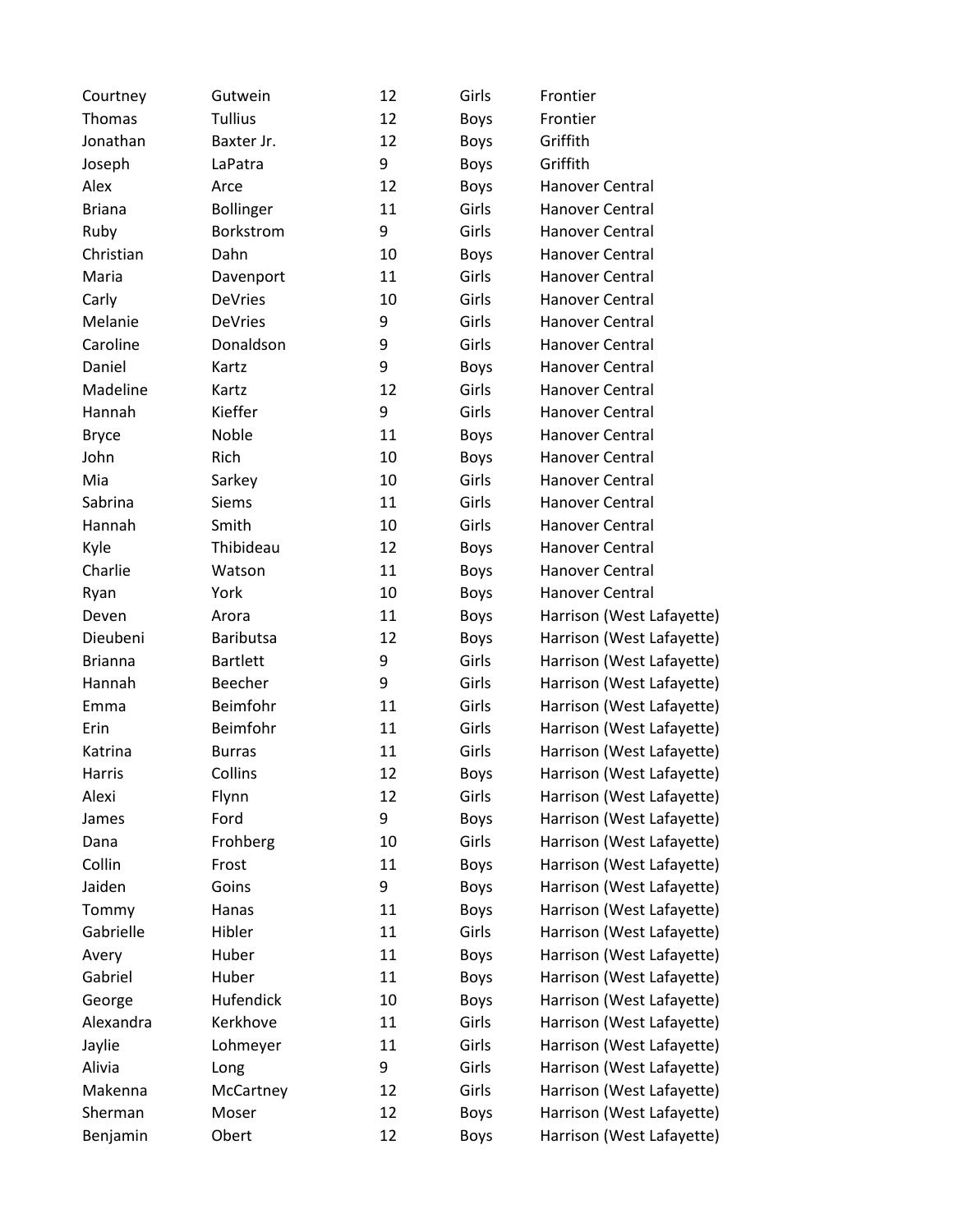| | | | | |
|---|---|---|---|---|
| Courtney | Gutwein | 12 | Girls | Frontier |
| Thomas | Tullius | 12 | Boys | Frontier |
| Jonathan | Baxter Jr. | 12 | Boys | Griffith |
| Joseph | LaPatra | 9 | Boys | Griffith |
| Alex | Arce | 12 | Boys | Hanover Central |
| Briana | Bollinger | 11 | Girls | Hanover Central |
| Ruby | Borkstrom | 9 | Girls | Hanover Central |
| Christian | Dahn | 10 | Boys | Hanover Central |
| Maria | Davenport | 11 | Girls | Hanover Central |
| Carly | DeVries | 10 | Girls | Hanover Central |
| Melanie | DeVries | 9 | Girls | Hanover Central |
| Caroline | Donaldson | 9 | Girls | Hanover Central |
| Daniel | Kartz | 9 | Boys | Hanover Central |
| Madeline | Kartz | 12 | Girls | Hanover Central |
| Hannah | Kieffer | 9 | Girls | Hanover Central |
| Bryce | Noble | 11 | Boys | Hanover Central |
| John | Rich | 10 | Boys | Hanover Central |
| Mia | Sarkey | 10 | Girls | Hanover Central |
| Sabrina | Siems | 11 | Girls | Hanover Central |
| Hannah | Smith | 10 | Girls | Hanover Central |
| Kyle | Thibideau | 12 | Boys | Hanover Central |
| Charlie | Watson | 11 | Boys | Hanover Central |
| Ryan | York | 10 | Boys | Hanover Central |
| Deven | Arora | 11 | Boys | Harrison (West Lafayette) |
| Dieubeni | Baributsa | 12 | Boys | Harrison (West Lafayette) |
| Brianna | Bartlett | 9 | Girls | Harrison (West Lafayette) |
| Hannah | Beecher | 9 | Girls | Harrison (West Lafayette) |
| Emma | Beimfohr | 11 | Girls | Harrison (West Lafayette) |
| Erin | Beimfohr | 11 | Girls | Harrison (West Lafayette) |
| Katrina | Burras | 11 | Girls | Harrison (West Lafayette) |
| Harris | Collins | 12 | Boys | Harrison (West Lafayette) |
| Alexi | Flynn | 12 | Girls | Harrison (West Lafayette) |
| James | Ford | 9 | Boys | Harrison (West Lafayette) |
| Dana | Frohberg | 10 | Girls | Harrison (West Lafayette) |
| Collin | Frost | 11 | Boys | Harrison (West Lafayette) |
| Jaiden | Goins | 9 | Boys | Harrison (West Lafayette) |
| Tommy | Hanas | 11 | Boys | Harrison (West Lafayette) |
| Gabrielle | Hibler | 11 | Girls | Harrison (West Lafayette) |
| Avery | Huber | 11 | Boys | Harrison (West Lafayette) |
| Gabriel | Huber | 11 | Boys | Harrison (West Lafayette) |
| George | Hufendick | 10 | Boys | Harrison (West Lafayette) |
| Alexandra | Kerkhove | 11 | Girls | Harrison (West Lafayette) |
| Jaylie | Lohmeyer | 11 | Girls | Harrison (West Lafayette) |
| Alivia | Long | 9 | Girls | Harrison (West Lafayette) |
| Makenna | McCartney | 12 | Girls | Harrison (West Lafayette) |
| Sherman | Moser | 12 | Boys | Harrison (West Lafayette) |
| Benjamin | Obert | 12 | Boys | Harrison (West Lafayette) |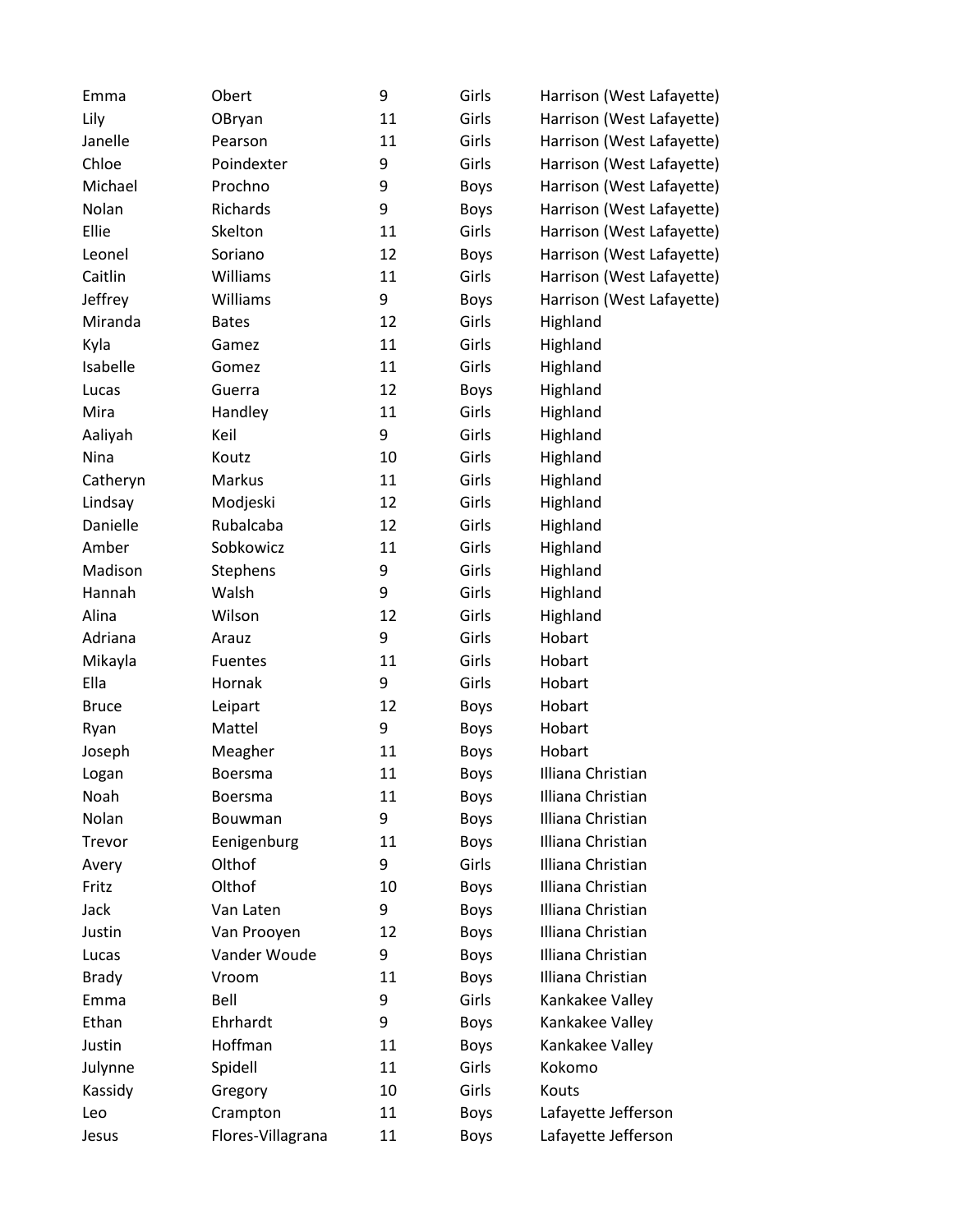| | | | | |
|---|---|---|---|---|
| Emma | Obert | 9 | Girls | Harrison (West Lafayette) |
| Lily | OBryan | 11 | Girls | Harrison (West Lafayette) |
| Janelle | Pearson | 11 | Girls | Harrison (West Lafayette) |
| Chloe | Poindexter | 9 | Girls | Harrison (West Lafayette) |
| Michael | Prochno | 9 | Boys | Harrison (West Lafayette) |
| Nolan | Richards | 9 | Boys | Harrison (West Lafayette) |
| Ellie | Skelton | 11 | Girls | Harrison (West Lafayette) |
| Leonel | Soriano | 12 | Boys | Harrison (West Lafayette) |
| Caitlin | Williams | 11 | Girls | Harrison (West Lafayette) |
| Jeffrey | Williams | 9 | Boys | Harrison (West Lafayette) |
| Miranda | Bates | 12 | Girls | Highland |
| Kyla | Gamez | 11 | Girls | Highland |
| Isabelle | Gomez | 11 | Girls | Highland |
| Lucas | Guerra | 12 | Boys | Highland |
| Mira | Handley | 11 | Girls | Highland |
| Aaliyah | Keil | 9 | Girls | Highland |
| Nina | Koutz | 10 | Girls | Highland |
| Catheryn | Markus | 11 | Girls | Highland |
| Lindsay | Modjeski | 12 | Girls | Highland |
| Danielle | Rubalcaba | 12 | Girls | Highland |
| Amber | Sobkowicz | 11 | Girls | Highland |
| Madison | Stephens | 9 | Girls | Highland |
| Hannah | Walsh | 9 | Girls | Highland |
| Alina | Wilson | 12 | Girls | Highland |
| Adriana | Arauz | 9 | Girls | Hobart |
| Mikayla | Fuentes | 11 | Girls | Hobart |
| Ella | Hornak | 9 | Girls | Hobart |
| Bruce | Leipart | 12 | Boys | Hobart |
| Ryan | Mattel | 9 | Boys | Hobart |
| Joseph | Meagher | 11 | Boys | Hobart |
| Logan | Boersma | 11 | Boys | Illiana Christian |
| Noah | Boersma | 11 | Boys | Illiana Christian |
| Nolan | Bouwman | 9 | Boys | Illiana Christian |
| Trevor | Eenigenburg | 11 | Boys | Illiana Christian |
| Avery | Olthof | 9 | Girls | Illiana Christian |
| Fritz | Olthof | 10 | Boys | Illiana Christian |
| Jack | Van Laten | 9 | Boys | Illiana Christian |
| Justin | Van Prooyen | 12 | Boys | Illiana Christian |
| Lucas | Vander Woude | 9 | Boys | Illiana Christian |
| Brady | Vroom | 11 | Boys | Illiana Christian |
| Emma | Bell | 9 | Girls | Kankakee Valley |
| Ethan | Ehrhardt | 9 | Boys | Kankakee Valley |
| Justin | Hoffman | 11 | Boys | Kankakee Valley |
| Julynne | Spidell | 11 | Girls | Kokomo |
| Kassidy | Gregory | 10 | Girls | Kouts |
| Leo | Crampton | 11 | Boys | Lafayette Jefferson |
| Jesus | Flores-Villagrana | 11 | Boys | Lafayette Jefferson |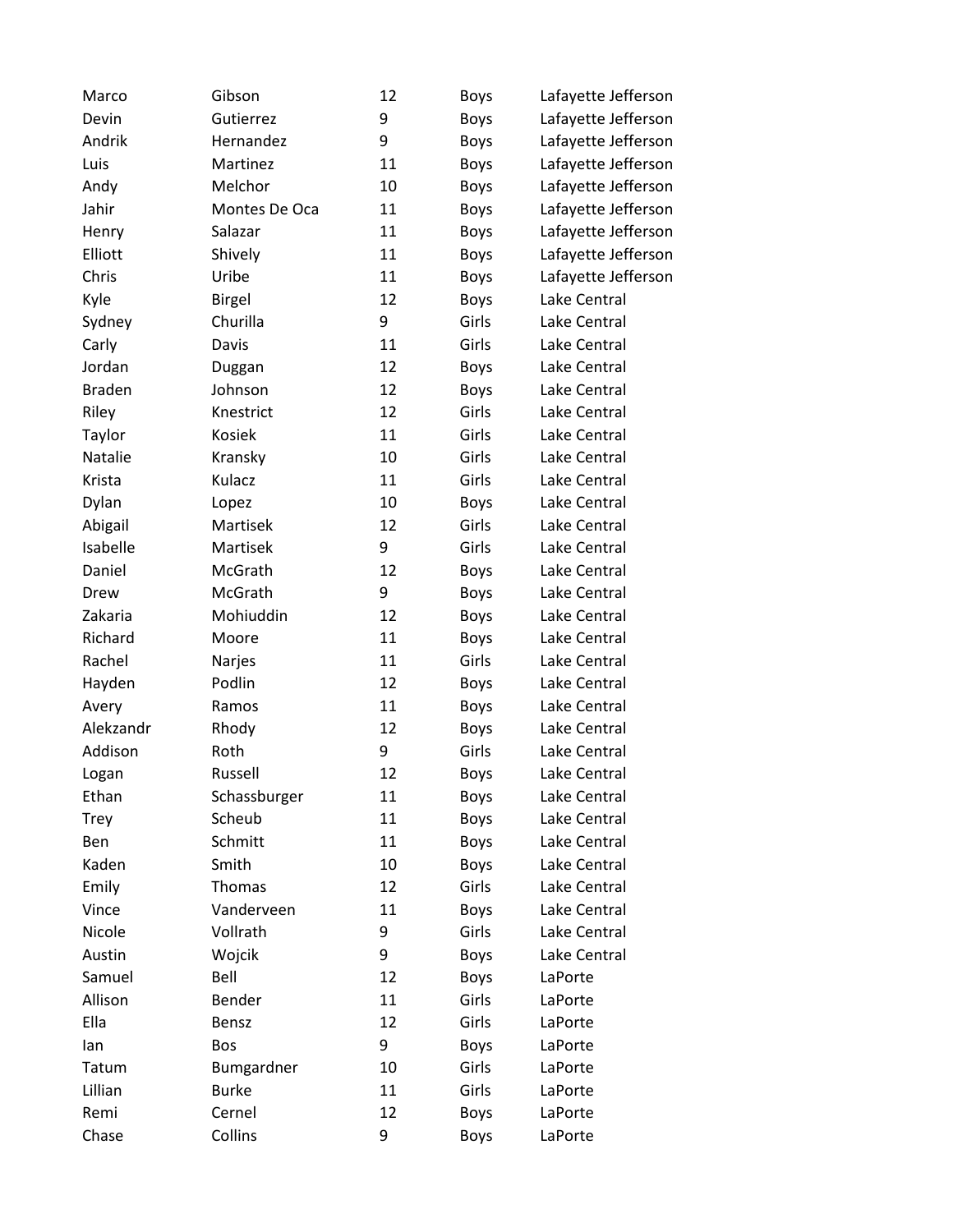| | | | | |
|---|---|---|---|---|
| Marco | Gibson | 12 | Boys | Lafayette Jefferson |
| Devin | Gutierrez | 9 | Boys | Lafayette Jefferson |
| Andrik | Hernandez | 9 | Boys | Lafayette Jefferson |
| Luis | Martinez | 11 | Boys | Lafayette Jefferson |
| Andy | Melchor | 10 | Boys | Lafayette Jefferson |
| Jahir | Montes De Oca | 11 | Boys | Lafayette Jefferson |
| Henry | Salazar | 11 | Boys | Lafayette Jefferson |
| Elliott | Shively | 11 | Boys | Lafayette Jefferson |
| Chris | Uribe | 11 | Boys | Lafayette Jefferson |
| Kyle | Birgel | 12 | Boys | Lake Central |
| Sydney | Churilla | 9 | Girls | Lake Central |
| Carly | Davis | 11 | Girls | Lake Central |
| Jordan | Duggan | 12 | Boys | Lake Central |
| Braden | Johnson | 12 | Boys | Lake Central |
| Riley | Knestrict | 12 | Girls | Lake Central |
| Taylor | Kosiek | 11 | Girls | Lake Central |
| Natalie | Kransky | 10 | Girls | Lake Central |
| Krista | Kulacz | 11 | Girls | Lake Central |
| Dylan | Lopez | 10 | Boys | Lake Central |
| Abigail | Martisek | 12 | Girls | Lake Central |
| Isabelle | Martisek | 9 | Girls | Lake Central |
| Daniel | McGrath | 12 | Boys | Lake Central |
| Drew | McGrath | 9 | Boys | Lake Central |
| Zakaria | Mohiuddin | 12 | Boys | Lake Central |
| Richard | Moore | 11 | Boys | Lake Central |
| Rachel | Narjes | 11 | Girls | Lake Central |
| Hayden | Podlin | 12 | Boys | Lake Central |
| Avery | Ramos | 11 | Boys | Lake Central |
| Alekzandr | Rhody | 12 | Boys | Lake Central |
| Addison | Roth | 9 | Girls | Lake Central |
| Logan | Russell | 12 | Boys | Lake Central |
| Ethan | Schassburger | 11 | Boys | Lake Central |
| Trey | Scheub | 11 | Boys | Lake Central |
| Ben | Schmitt | 11 | Boys | Lake Central |
| Kaden | Smith | 10 | Boys | Lake Central |
| Emily | Thomas | 12 | Girls | Lake Central |
| Vince | Vanderveen | 11 | Boys | Lake Central |
| Nicole | Vollrath | 9 | Girls | Lake Central |
| Austin | Wojcik | 9 | Boys | Lake Central |
| Samuel | Bell | 12 | Boys | LaPorte |
| Allison | Bender | 11 | Girls | LaPorte |
| Ella | Bensz | 12 | Girls | LaPorte |
| Ian | Bos | 9 | Boys | LaPorte |
| Tatum | Bumgardner | 10 | Girls | LaPorte |
| Lillian | Burke | 11 | Girls | LaPorte |
| Remi | Cernel | 12 | Boys | LaPorte |
| Chase | Collins | 9 | Boys | LaPorte |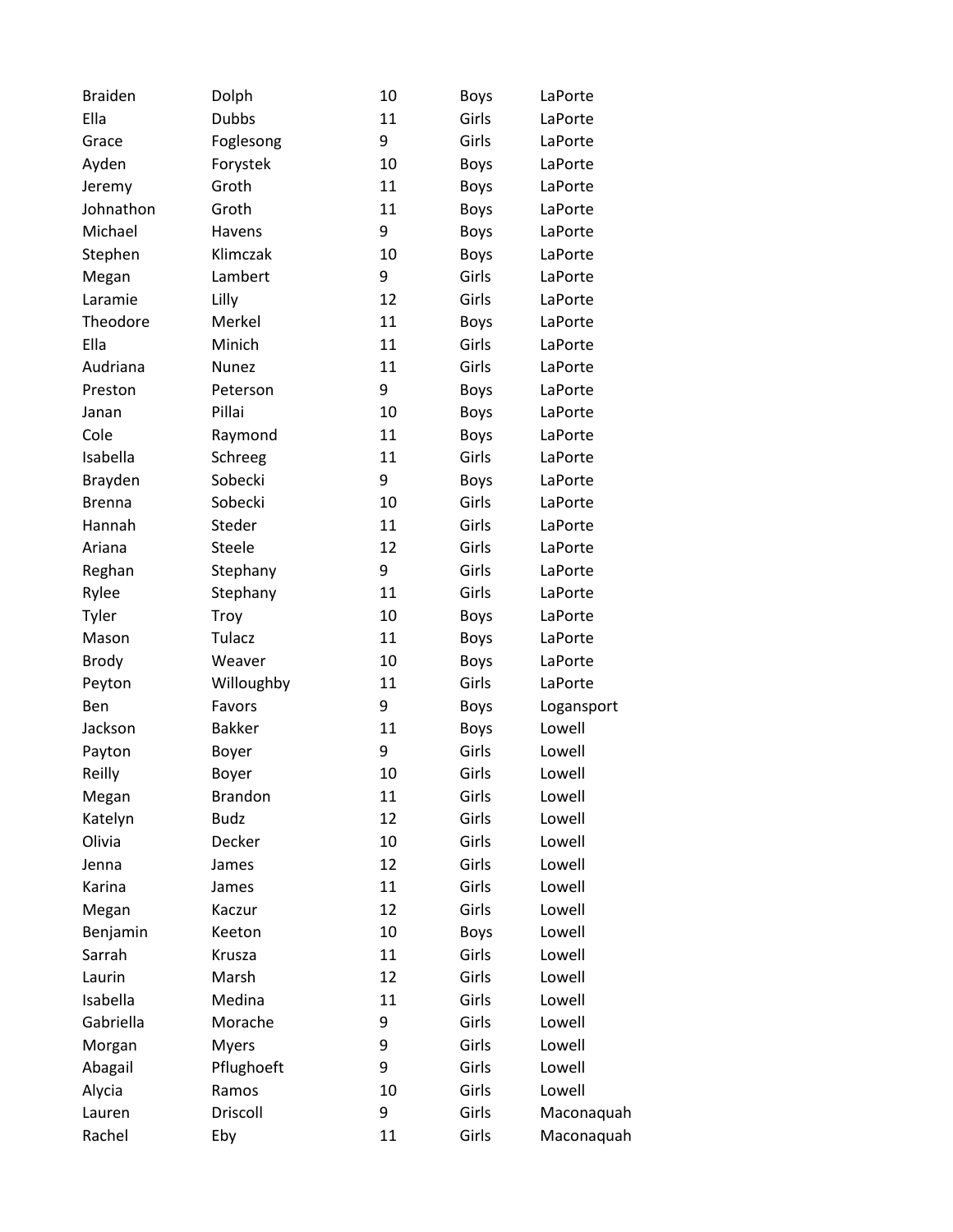| Braiden | Dolph | 10 | Boys | LaPorte |
|---|---|---|---|---|
| Ella | Dubbs | 11 | Girls | LaPorte |
| Grace | Foglesong | 9 | Girls | LaPorte |
| Ayden | Forystek | 10 | Boys | LaPorte |
| Jeremy | Groth | 11 | Boys | LaPorte |
| Johnathon | Groth | 11 | Boys | LaPorte |
| Michael | Havens | 9 | Boys | LaPorte |
| Stephen | Klimczak | 10 | Boys | LaPorte |
| Megan | Lambert | 9 | Girls | LaPorte |
| Laramie | Lilly | 12 | Girls | LaPorte |
| Theodore | Merkel | 11 | Boys | LaPorte |
| Ella | Minich | 11 | Girls | LaPorte |
| Audriana | Nunez | 11 | Girls | LaPorte |
| Preston | Peterson | 9 | Boys | LaPorte |
| Janan | Pillai | 10 | Boys | LaPorte |
| Cole | Raymond | 11 | Boys | LaPorte |
| Isabella | Schreeg | 11 | Girls | LaPorte |
| Brayden | Sobecki | 9 | Boys | LaPorte |
| Brenna | Sobecki | 10 | Girls | LaPorte |
| Hannah | Steder | 11 | Girls | LaPorte |
| Ariana | Steele | 12 | Girls | LaPorte |
| Reghan | Stephany | 9 | Girls | LaPorte |
| Rylee | Stephany | 11 | Girls | LaPorte |
| Tyler | Troy | 10 | Boys | LaPorte |
| Mason | Tulacz | 11 | Boys | LaPorte |
| Brody | Weaver | 10 | Boys | LaPorte |
| Peyton | Willoughby | 11 | Girls | LaPorte |
| Ben | Favors | 9 | Boys | Logansport |
| Jackson | Bakker | 11 | Boys | Lowell |
| Payton | Boyer | 9 | Girls | Lowell |
| Reilly | Boyer | 10 | Girls | Lowell |
| Megan | Brandon | 11 | Girls | Lowell |
| Katelyn | Budz | 12 | Girls | Lowell |
| Olivia | Decker | 10 | Girls | Lowell |
| Jenna | James | 12 | Girls | Lowell |
| Karina | James | 11 | Girls | Lowell |
| Megan | Kaczur | 12 | Girls | Lowell |
| Benjamin | Keeton | 10 | Boys | Lowell |
| Sarrah | Krusza | 11 | Girls | Lowell |
| Laurin | Marsh | 12 | Girls | Lowell |
| Isabella | Medina | 11 | Girls | Lowell |
| Gabriella | Morache | 9 | Girls | Lowell |
| Morgan | Myers | 9 | Girls | Lowell |
| Abagail | Pflughoeft | 9 | Girls | Lowell |
| Alycia | Ramos | 10 | Girls | Lowell |
| Lauren | Driscoll | 9 | Girls | Maconaquah |
| Rachel | Eby | 11 | Girls | Maconaquah |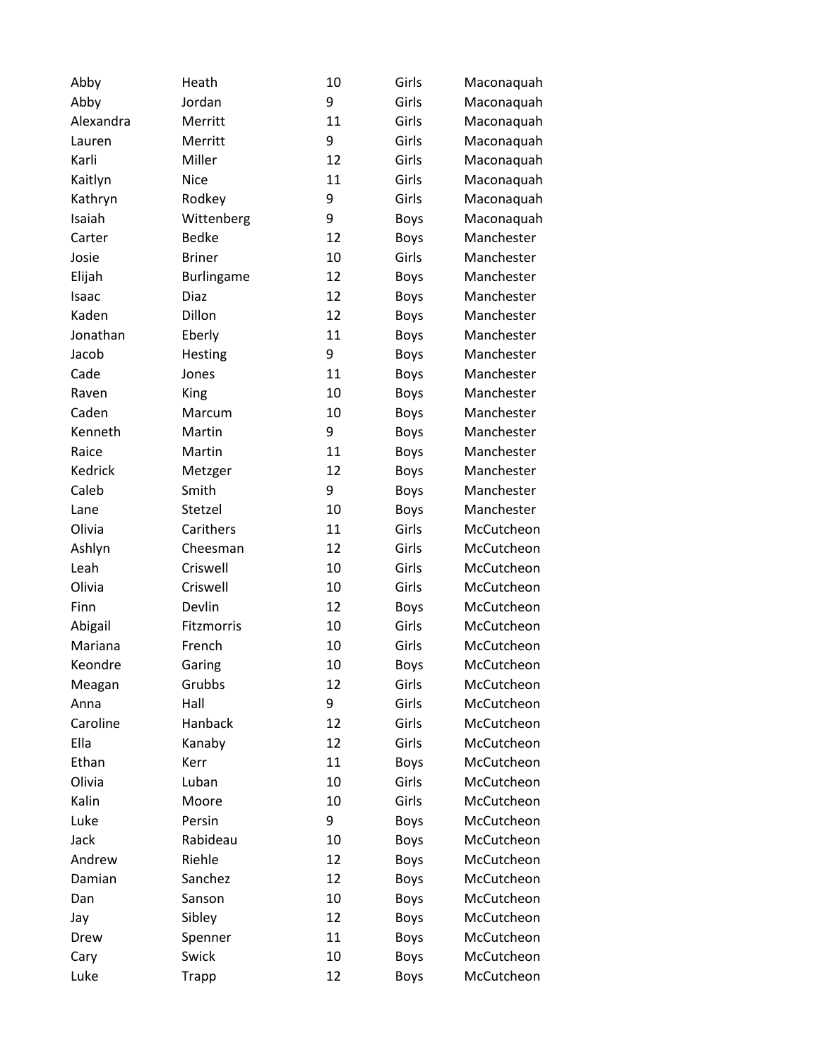| | | | | |
|---|---|---|---|---|
| Abby | Heath | 10 | Girls | Maconaquah |
| Abby | Jordan | 9 | Girls | Maconaquah |
| Alexandra | Merritt | 11 | Girls | Maconaquah |
| Lauren | Merritt | 9 | Girls | Maconaquah |
| Karli | Miller | 12 | Girls | Maconaquah |
| Kaitlyn | Nice | 11 | Girls | Maconaquah |
| Kathryn | Rodkey | 9 | Girls | Maconaquah |
| Isaiah | Wittenberg | 9 | Boys | Maconaquah |
| Carter | Bedke | 12 | Boys | Manchester |
| Josie | Briner | 10 | Girls | Manchester |
| Elijah | Burlingame | 12 | Boys | Manchester |
| Isaac | Diaz | 12 | Boys | Manchester |
| Kaden | Dillon | 12 | Boys | Manchester |
| Jonathan | Eberly | 11 | Boys | Manchester |
| Jacob | Hesting | 9 | Boys | Manchester |
| Cade | Jones | 11 | Boys | Manchester |
| Raven | King | 10 | Boys | Manchester |
| Caden | Marcum | 10 | Boys | Manchester |
| Kenneth | Martin | 9 | Boys | Manchester |
| Raice | Martin | 11 | Boys | Manchester |
| Kedrick | Metzger | 12 | Boys | Manchester |
| Caleb | Smith | 9 | Boys | Manchester |
| Lane | Stetzel | 10 | Boys | Manchester |
| Olivia | Carithers | 11 | Girls | McCutcheon |
| Ashlyn | Cheesman | 12 | Girls | McCutcheon |
| Leah | Criswell | 10 | Girls | McCutcheon |
| Olivia | Criswell | 10 | Girls | McCutcheon |
| Finn | Devlin | 12 | Boys | McCutcheon |
| Abigail | Fitzmorris | 10 | Girls | McCutcheon |
| Mariana | French | 10 | Girls | McCutcheon |
| Keondre | Garing | 10 | Boys | McCutcheon |
| Meagan | Grubbs | 12 | Girls | McCutcheon |
| Anna | Hall | 9 | Girls | McCutcheon |
| Caroline | Hanback | 12 | Girls | McCutcheon |
| Ella | Kanaby | 12 | Girls | McCutcheon |
| Ethan | Kerr | 11 | Boys | McCutcheon |
| Olivia | Luban | 10 | Girls | McCutcheon |
| Kalin | Moore | 10 | Girls | McCutcheon |
| Luke | Persin | 9 | Boys | McCutcheon |
| Jack | Rabideau | 10 | Boys | McCutcheon |
| Andrew | Riehle | 12 | Boys | McCutcheon |
| Damian | Sanchez | 12 | Boys | McCutcheon |
| Dan | Sanson | 10 | Boys | McCutcheon |
| Jay | Sibley | 12 | Boys | McCutcheon |
| Drew | Spenner | 11 | Boys | McCutcheon |
| Cary | Swick | 10 | Boys | McCutcheon |
| Luke | Trapp | 12 | Boys | McCutcheon |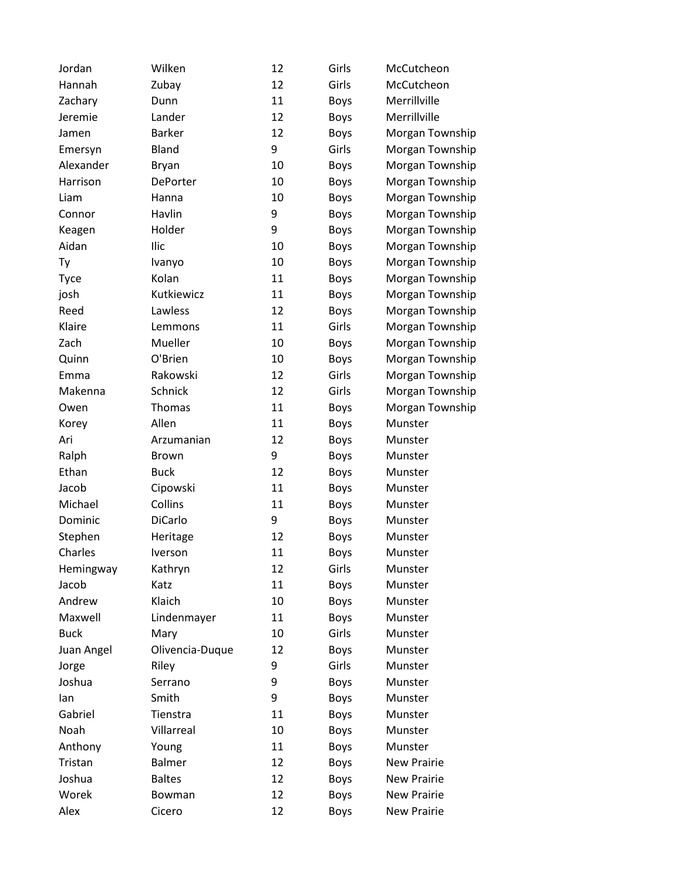| | | | | |
|---|---|---|---|---|
| Jordan | Wilken | 12 | Girls | McCutcheon |
| Hannah | Zubay | 12 | Girls | McCutcheon |
| Zachary | Dunn | 11 | Boys | Merrillville |
| Jeremie | Lander | 12 | Boys | Merrillville |
| Jamen | Barker | 12 | Boys | Morgan Township |
| Emersyn | Bland | 9 | Girls | Morgan Township |
| Alexander | Bryan | 10 | Boys | Morgan Township |
| Harrison | DePorter | 10 | Boys | Morgan Township |
| Liam | Hanna | 10 | Boys | Morgan Township |
| Connor | Havlin | 9 | Boys | Morgan Township |
| Keagen | Holder | 9 | Boys | Morgan Township |
| Aidan | Ilic | 10 | Boys | Morgan Township |
| Ty | Ivanyo | 10 | Boys | Morgan Township |
| Tyce | Kolan | 11 | Boys | Morgan Township |
| josh | Kutkiewicz | 11 | Boys | Morgan Township |
| Reed | Lawless | 12 | Boys | Morgan Township |
| Klaire | Lemmons | 11 | Girls | Morgan Township |
| Zach | Mueller | 10 | Boys | Morgan Township |
| Quinn | O'Brien | 10 | Boys | Morgan Township |
| Emma | Rakowski | 12 | Girls | Morgan Township |
| Makenna | Schnick | 12 | Girls | Morgan Township |
| Owen | Thomas | 11 | Boys | Morgan Township |
| Korey | Allen | 11 | Boys | Munster |
| Ari | Arzumanian | 12 | Boys | Munster |
| Ralph | Brown | 9 | Boys | Munster |
| Ethan | Buck | 12 | Boys | Munster |
| Jacob | Cipowski | 11 | Boys | Munster |
| Michael | Collins | 11 | Boys | Munster |
| Dominic | DiCarlo | 9 | Boys | Munster |
| Stephen | Heritage | 12 | Boys | Munster |
| Charles | Iverson | 11 | Boys | Munster |
| Hemingway | Kathryn | 12 | Girls | Munster |
| Jacob | Katz | 11 | Boys | Munster |
| Andrew | Klaich | 10 | Boys | Munster |
| Maxwell | Lindenmayer | 11 | Boys | Munster |
| Buck | Mary | 10 | Girls | Munster |
| Juan Angel | Olivencia-Duque | 12 | Boys | Munster |
| Jorge | Riley | 9 | Girls | Munster |
| Joshua | Serrano | 9 | Boys | Munster |
| Ian | Smith | 9 | Boys | Munster |
| Gabriel | Tienstra | 11 | Boys | Munster |
| Noah | Villarreal | 10 | Boys | Munster |
| Anthony | Young | 11 | Boys | Munster |
| Tristan | Balmer | 12 | Boys | New Prairie |
| Joshua | Baltes | 12 | Boys | New Prairie |
| Worek | Bowman | 12 | Boys | New Prairie |
| Alex | Cicero | 12 | Boys | New Prairie |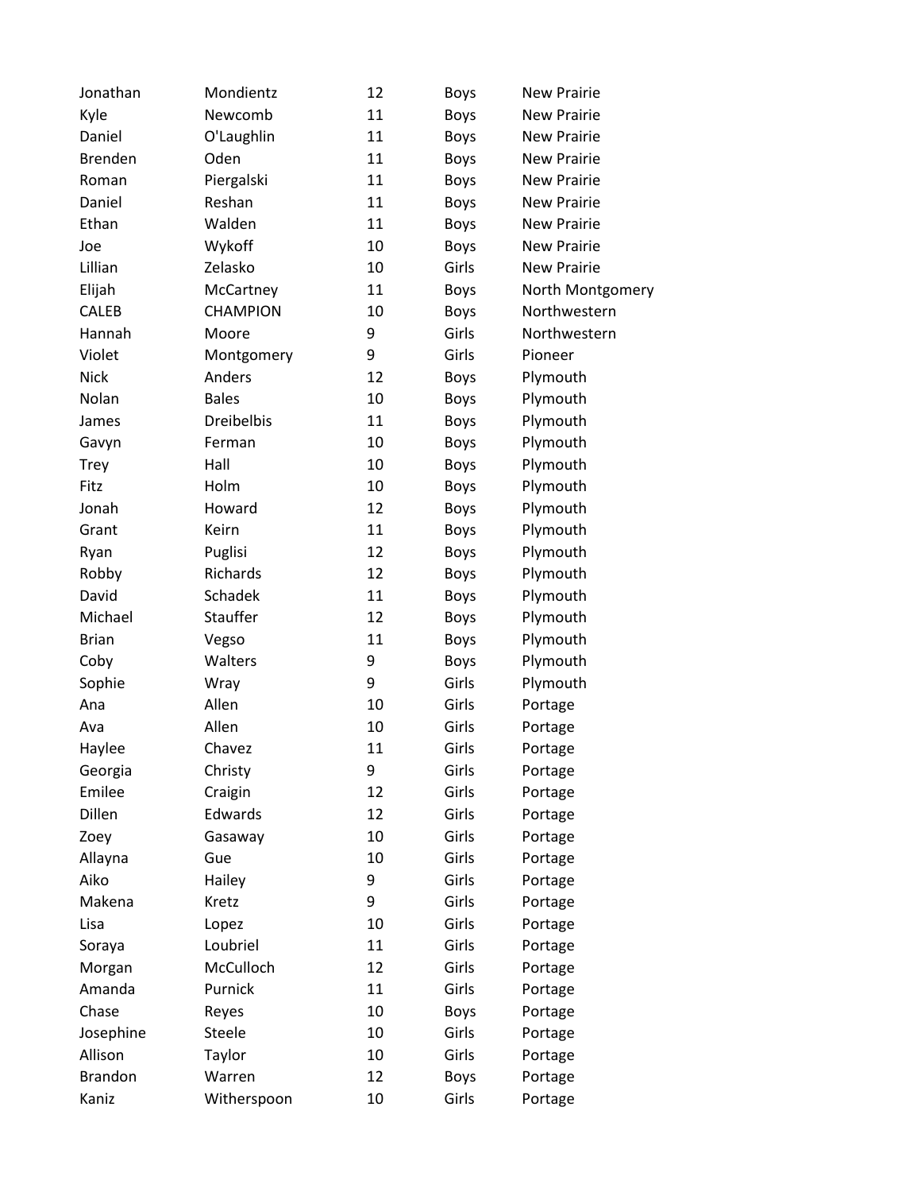| | | | | |
|---|---|---|---|---|
| Jonathan | Mondientz | 12 | Boys | New Prairie |
| Kyle | Newcomb | 11 | Boys | New Prairie |
| Daniel | O'Laughlin | 11 | Boys | New Prairie |
| Brenden | Oden | 11 | Boys | New Prairie |
| Roman | Piergalski | 11 | Boys | New Prairie |
| Daniel | Reshan | 11 | Boys | New Prairie |
| Ethan | Walden | 11 | Boys | New Prairie |
| Joe | Wykoff | 10 | Boys | New Prairie |
| Lillian | Zelasko | 10 | Girls | New Prairie |
| Elijah | McCartney | 11 | Boys | North Montgomery |
| CALEB | CHAMPION | 10 | Boys | Northwestern |
| Hannah | Moore | 9 | Girls | Northwestern |
| Violet | Montgomery | 9 | Girls | Pioneer |
| Nick | Anders | 12 | Boys | Plymouth |
| Nolan | Bales | 10 | Boys | Plymouth |
| James | Dreibelbis | 11 | Boys | Plymouth |
| Gavyn | Ferman | 10 | Boys | Plymouth |
| Trey | Hall | 10 | Boys | Plymouth |
| Fitz | Holm | 10 | Boys | Plymouth |
| Jonah | Howard | 12 | Boys | Plymouth |
| Grant | Keirn | 11 | Boys | Plymouth |
| Ryan | Puglisi | 12 | Boys | Plymouth |
| Robby | Richards | 12 | Boys | Plymouth |
| David | Schadek | 11 | Boys | Plymouth |
| Michael | Stauffer | 12 | Boys | Plymouth |
| Brian | Vegso | 11 | Boys | Plymouth |
| Coby | Walters | 9 | Boys | Plymouth |
| Sophie | Wray | 9 | Girls | Plymouth |
| Ana | Allen | 10 | Girls | Portage |
| Ava | Allen | 10 | Girls | Portage |
| Haylee | Chavez | 11 | Girls | Portage |
| Georgia | Christy | 9 | Girls | Portage |
| Emilee | Craigin | 12 | Girls | Portage |
| Dillen | Edwards | 12 | Girls | Portage |
| Zoey | Gasaway | 10 | Girls | Portage |
| Allayna | Gue | 10 | Girls | Portage |
| Aiko | Hailey | 9 | Girls | Portage |
| Makena | Kretz | 9 | Girls | Portage |
| Lisa | Lopez | 10 | Girls | Portage |
| Soraya | Loubriel | 11 | Girls | Portage |
| Morgan | McCulloch | 12 | Girls | Portage |
| Amanda | Purnick | 11 | Girls | Portage |
| Chase | Reyes | 10 | Boys | Portage |
| Josephine | Steele | 10 | Girls | Portage |
| Allison | Taylor | 10 | Girls | Portage |
| Brandon | Warren | 12 | Boys | Portage |
| Kaniz | Witherspoon | 10 | Girls | Portage |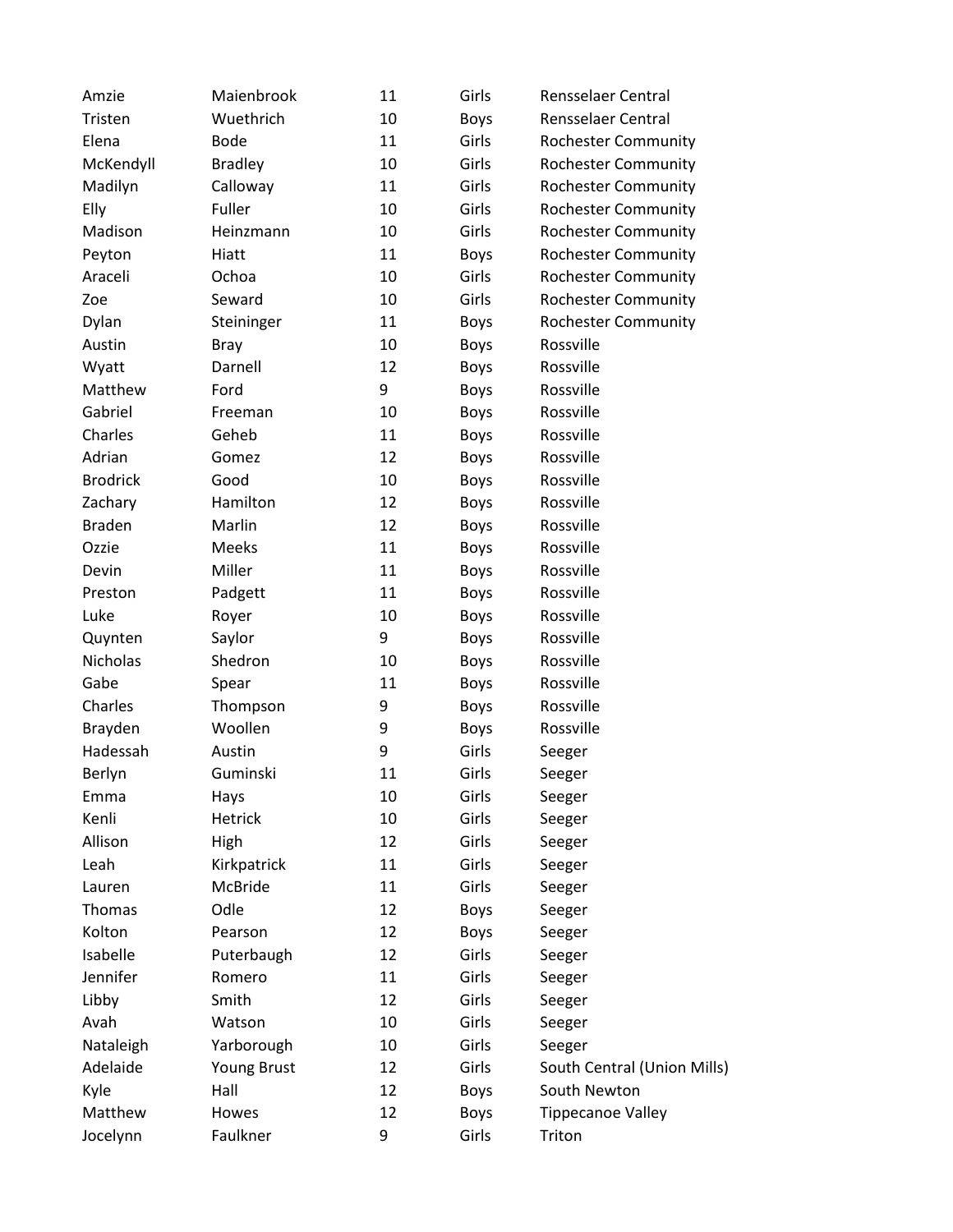| | | | | |
|---|---|---|---|---|
| Amzie | Maienbrook | 11 | Girls | Rensselaer Central |
| Tristen | Wuethrich | 10 | Boys | Rensselaer Central |
| Elena | Bode | 11 | Girls | Rochester Community |
| McKendyll | Bradley | 10 | Girls | Rochester Community |
| Madilyn | Calloway | 11 | Girls | Rochester Community |
| Elly | Fuller | 10 | Girls | Rochester Community |
| Madison | Heinzmann | 10 | Girls | Rochester Community |
| Peyton | Hiatt | 11 | Boys | Rochester Community |
| Araceli | Ochoa | 10 | Girls | Rochester Community |
| Zoe | Seward | 10 | Girls | Rochester Community |
| Dylan | Steininger | 11 | Boys | Rochester Community |
| Austin | Bray | 10 | Boys | Rossville |
| Wyatt | Darnell | 12 | Boys | Rossville |
| Matthew | Ford | 9 | Boys | Rossville |
| Gabriel | Freeman | 10 | Boys | Rossville |
| Charles | Geheb | 11 | Boys | Rossville |
| Adrian | Gomez | 12 | Boys | Rossville |
| Brodrick | Good | 10 | Boys | Rossville |
| Zachary | Hamilton | 12 | Boys | Rossville |
| Braden | Marlin | 12 | Boys | Rossville |
| Ozzie | Meeks | 11 | Boys | Rossville |
| Devin | Miller | 11 | Boys | Rossville |
| Preston | Padgett | 11 | Boys | Rossville |
| Luke | Royer | 10 | Boys | Rossville |
| Quynten | Saylor | 9 | Boys | Rossville |
| Nicholas | Shedron | 10 | Boys | Rossville |
| Gabe | Spear | 11 | Boys | Rossville |
| Charles | Thompson | 9 | Boys | Rossville |
| Brayden | Woollen | 9 | Boys | Rossville |
| Hadessah | Austin | 9 | Girls | Seeger |
| Berlyn | Guminski | 11 | Girls | Seeger |
| Emma | Hays | 10 | Girls | Seeger |
| Kenli | Hetrick | 10 | Girls | Seeger |
| Allison | High | 12 | Girls | Seeger |
| Leah | Kirkpatrick | 11 | Girls | Seeger |
| Lauren | McBride | 11 | Girls | Seeger |
| Thomas | Odle | 12 | Boys | Seeger |
| Kolton | Pearson | 12 | Boys | Seeger |
| Isabelle | Puterbaugh | 12 | Girls | Seeger |
| Jennifer | Romero | 11 | Girls | Seeger |
| Libby | Smith | 12 | Girls | Seeger |
| Avah | Watson | 10 | Girls | Seeger |
| Nataleigh | Yarborough | 10 | Girls | Seeger |
| Adelaide | Young Brust | 12 | Girls | South Central (Union Mills) |
| Kyle | Hall | 12 | Boys | South Newton |
| Matthew | Howes | 12 | Boys | Tippecanoe Valley |
| Jocelynn | Faulkner | 9 | Girls | Triton |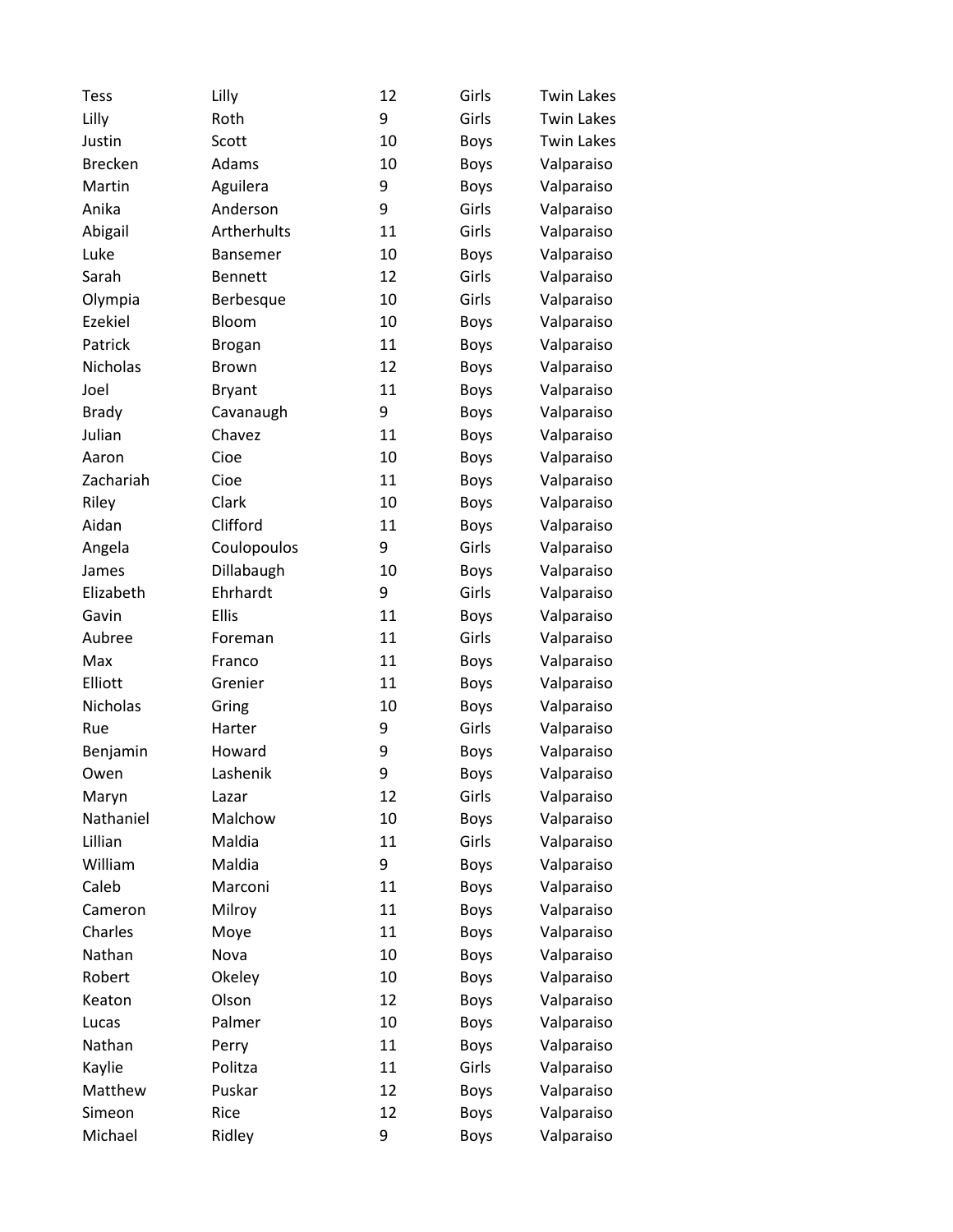| | | | | |
|---|---|---|---|---|
| Tess | Lilly | 12 | Girls | Twin Lakes |
| Lilly | Roth | 9 | Girls | Twin Lakes |
| Justin | Scott | 10 | Boys | Twin Lakes |
| Brecken | Adams | 10 | Boys | Valparaiso |
| Martin | Aguilera | 9 | Boys | Valparaiso |
| Anika | Anderson | 9 | Girls | Valparaiso |
| Abigail | Artherhults | 11 | Girls | Valparaiso |
| Luke | Bansemer | 10 | Boys | Valparaiso |
| Sarah | Bennett | 12 | Girls | Valparaiso |
| Olympia | Berbesque | 10 | Girls | Valparaiso |
| Ezekiel | Bloom | 10 | Boys | Valparaiso |
| Patrick | Brogan | 11 | Boys | Valparaiso |
| Nicholas | Brown | 12 | Boys | Valparaiso |
| Joel | Bryant | 11 | Boys | Valparaiso |
| Brady | Cavanaugh | 9 | Boys | Valparaiso |
| Julian | Chavez | 11 | Boys | Valparaiso |
| Aaron | Cioe | 10 | Boys | Valparaiso |
| Zachariah | Cioe | 11 | Boys | Valparaiso |
| Riley | Clark | 10 | Boys | Valparaiso |
| Aidan | Clifford | 11 | Boys | Valparaiso |
| Angela | Coulopoulos | 9 | Girls | Valparaiso |
| James | Dillabaugh | 10 | Boys | Valparaiso |
| Elizabeth | Ehrhardt | 9 | Girls | Valparaiso |
| Gavin | Ellis | 11 | Boys | Valparaiso |
| Aubree | Foreman | 11 | Girls | Valparaiso |
| Max | Franco | 11 | Boys | Valparaiso |
| Elliott | Grenier | 11 | Boys | Valparaiso |
| Nicholas | Gring | 10 | Boys | Valparaiso |
| Rue | Harter | 9 | Girls | Valparaiso |
| Benjamin | Howard | 9 | Boys | Valparaiso |
| Owen | Lashenik | 9 | Boys | Valparaiso |
| Maryn | Lazar | 12 | Girls | Valparaiso |
| Nathaniel | Malchow | 10 | Boys | Valparaiso |
| Lillian | Maldia | 11 | Girls | Valparaiso |
| William | Maldia | 9 | Boys | Valparaiso |
| Caleb | Marconi | 11 | Boys | Valparaiso |
| Cameron | Milroy | 11 | Boys | Valparaiso |
| Charles | Moye | 11 | Boys | Valparaiso |
| Nathan | Nova | 10 | Boys | Valparaiso |
| Robert | Okeley | 10 | Boys | Valparaiso |
| Keaton | Olson | 12 | Boys | Valparaiso |
| Lucas | Palmer | 10 | Boys | Valparaiso |
| Nathan | Perry | 11 | Boys | Valparaiso |
| Kaylie | Politza | 11 | Girls | Valparaiso |
| Matthew | Puskar | 12 | Boys | Valparaiso |
| Simeon | Rice | 12 | Boys | Valparaiso |
| Michael | Ridley | 9 | Boys | Valparaiso |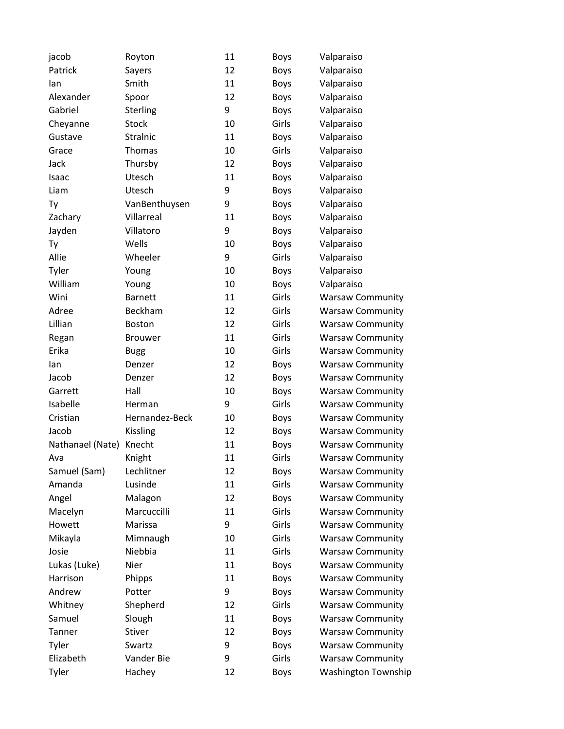| | | | | |
|---|---|---|---|---|
| jacob | Royton | 11 | Boys | Valparaiso |
| Patrick | Sayers | 12 | Boys | Valparaiso |
| Ian | Smith | 11 | Boys | Valparaiso |
| Alexander | Spoor | 12 | Boys | Valparaiso |
| Gabriel | Sterling | 9 | Boys | Valparaiso |
| Cheyanne | Stock | 10 | Girls | Valparaiso |
| Gustave | Stralnic | 11 | Boys | Valparaiso |
| Grace | Thomas | 10 | Girls | Valparaiso |
| Jack | Thursby | 12 | Boys | Valparaiso |
| Isaac | Utesch | 11 | Boys | Valparaiso |
| Liam | Utesch | 9 | Boys | Valparaiso |
| Ty | VanBenthuysen | 9 | Boys | Valparaiso |
| Zachary | Villarreal | 11 | Boys | Valparaiso |
| Jayden | Villatoro | 9 | Boys | Valparaiso |
| Ty | Wells | 10 | Boys | Valparaiso |
| Allie | Wheeler | 9 | Girls | Valparaiso |
| Tyler | Young | 10 | Boys | Valparaiso |
| William | Young | 10 | Boys | Valparaiso |
| Wini | Barnett | 11 | Girls | Warsaw Community |
| Adree | Beckham | 12 | Girls | Warsaw Community |
| Lillian | Boston | 12 | Girls | Warsaw Community |
| Regan | Brouwer | 11 | Girls | Warsaw Community |
| Erika | Bugg | 10 | Girls | Warsaw Community |
| Ian | Denzer | 12 | Boys | Warsaw Community |
| Jacob | Denzer | 12 | Boys | Warsaw Community |
| Garrett | Hall | 10 | Boys | Warsaw Community |
| Isabelle | Herman | 9 | Girls | Warsaw Community |
| Cristian | Hernandez-Beck | 10 | Boys | Warsaw Community |
| Jacob | Kissling | 12 | Boys | Warsaw Community |
| Nathanael (Nate) | Knecht | 11 | Boys | Warsaw Community |
| Ava | Knight | 11 | Girls | Warsaw Community |
| Samuel (Sam) | Lechlitner | 12 | Boys | Warsaw Community |
| Amanda | Lusinde | 11 | Girls | Warsaw Community |
| Angel | Malagon | 12 | Boys | Warsaw Community |
| Macelyn | Marcuccilli | 11 | Girls | Warsaw Community |
| Howett | Marissa | 9 | Girls | Warsaw Community |
| Mikayla | Mimnaugh | 10 | Girls | Warsaw Community |
| Josie | Niebbia | 11 | Girls | Warsaw Community |
| Lukas (Luke) | Nier | 11 | Boys | Warsaw Community |
| Harrison | Phipps | 11 | Boys | Warsaw Community |
| Andrew | Potter | 9 | Boys | Warsaw Community |
| Whitney | Shepherd | 12 | Girls | Warsaw Community |
| Samuel | Slough | 11 | Boys | Warsaw Community |
| Tanner | Stiver | 12 | Boys | Warsaw Community |
| Tyler | Swartz | 9 | Boys | Warsaw Community |
| Elizabeth | Vander Bie | 9 | Girls | Warsaw Community |
| Tyler | Hachey | 12 | Boys | Washington Township |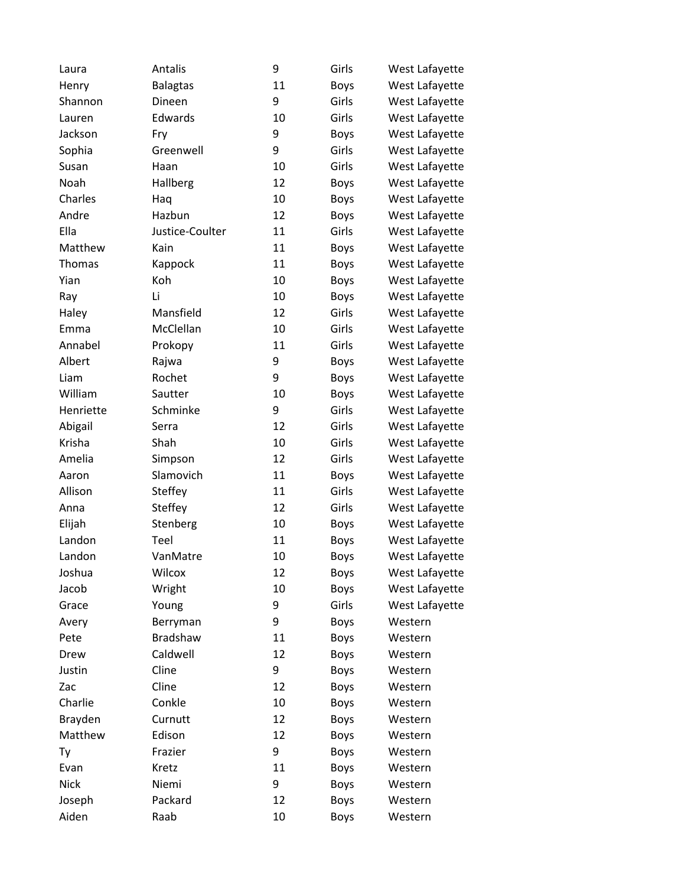| | | | | |
|---|---|---|---|---|
| Laura | Antalis | 9 | Girls | West Lafayette |
| Henry | Balagtas | 11 | Boys | West Lafayette |
| Shannon | Dineen | 9 | Girls | West Lafayette |
| Lauren | Edwards | 10 | Girls | West Lafayette |
| Jackson | Fry | 9 | Boys | West Lafayette |
| Sophia | Greenwell | 9 | Girls | West Lafayette |
| Susan | Haan | 10 | Girls | West Lafayette |
| Noah | Hallberg | 12 | Boys | West Lafayette |
| Charles | Haq | 10 | Boys | West Lafayette |
| Andre | Hazbun | 12 | Boys | West Lafayette |
| Ella | Justice-Coulter | 11 | Girls | West Lafayette |
| Matthew | Kain | 11 | Boys | West Lafayette |
| Thomas | Kappock | 11 | Boys | West Lafayette |
| Yian | Koh | 10 | Boys | West Lafayette |
| Ray | Li | 10 | Boys | West Lafayette |
| Haley | Mansfield | 12 | Girls | West Lafayette |
| Emma | McClellan | 10 | Girls | West Lafayette |
| Annabel | Prokopy | 11 | Girls | West Lafayette |
| Albert | Rajwa | 9 | Boys | West Lafayette |
| Liam | Rochet | 9 | Boys | West Lafayette |
| William | Sautter | 10 | Boys | West Lafayette |
| Henriette | Schminke | 9 | Girls | West Lafayette |
| Abigail | Serra | 12 | Girls | West Lafayette |
| Krisha | Shah | 10 | Girls | West Lafayette |
| Amelia | Simpson | 12 | Girls | West Lafayette |
| Aaron | Slamovich | 11 | Boys | West Lafayette |
| Allison | Steffey | 11 | Girls | West Lafayette |
| Anna | Steffey | 12 | Girls | West Lafayette |
| Elijah | Stenberg | 10 | Boys | West Lafayette |
| Landon | Teel | 11 | Boys | West Lafayette |
| Landon | VanMatre | 10 | Boys | West Lafayette |
| Joshua | Wilcox | 12 | Boys | West Lafayette |
| Jacob | Wright | 10 | Boys | West Lafayette |
| Grace | Young | 9 | Girls | West Lafayette |
| Avery | Berryman | 9 | Boys | Western |
| Pete | Bradshaw | 11 | Boys | Western |
| Drew | Caldwell | 12 | Boys | Western |
| Justin | Cline | 9 | Boys | Western |
| Zac | Cline | 12 | Boys | Western |
| Charlie | Conkle | 10 | Boys | Western |
| Brayden | Curnutt | 12 | Boys | Western |
| Matthew | Edison | 12 | Boys | Western |
| Ty | Frazier | 9 | Boys | Western |
| Evan | Kretz | 11 | Boys | Western |
| Nick | Niemi | 9 | Boys | Western |
| Joseph | Packard | 12 | Boys | Western |
| Aiden | Raab | 10 | Boys | Western |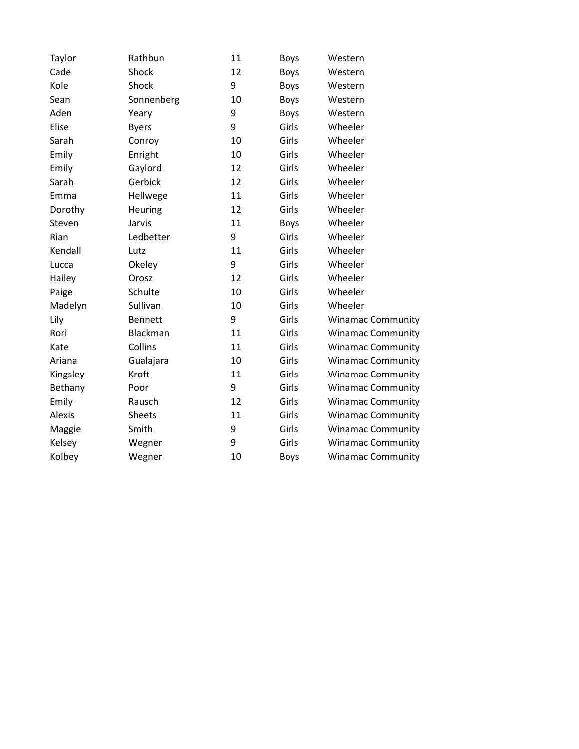| | | | | |
|---|---|---|---|---|
| Taylor | Rathbun | 11 | Boys | Western |
| Cade | Shock | 12 | Boys | Western |
| Kole | Shock | 9 | Boys | Western |
| Sean | Sonnenberg | 10 | Boys | Western |
| Aden | Yeary | 9 | Boys | Western |
| Elise | Byers | 9 | Girls | Wheeler |
| Sarah | Conroy | 10 | Girls | Wheeler |
| Emily | Enright | 10 | Girls | Wheeler |
| Emily | Gaylord | 12 | Girls | Wheeler |
| Sarah | Gerbick | 12 | Girls | Wheeler |
| Emma | Hellwege | 11 | Girls | Wheeler |
| Dorothy | Heuring | 12 | Girls | Wheeler |
| Steven | Jarvis | 11 | Boys | Wheeler |
| Rian | Ledbetter | 9 | Girls | Wheeler |
| Kendall | Lutz | 11 | Girls | Wheeler |
| Lucca | Okeley | 9 | Girls | Wheeler |
| Hailey | Orosz | 12 | Girls | Wheeler |
| Paige | Schulte | 10 | Girls | Wheeler |
| Madelyn | Sullivan | 10 | Girls | Wheeler |
| Lily | Bennett | 9 | Girls | Winamac Community |
| Rori | Blackman | 11 | Girls | Winamac Community |
| Kate | Collins | 11 | Girls | Winamac Community |
| Ariana | Gualajara | 10 | Girls | Winamac Community |
| Kingsley | Kroft | 11 | Girls | Winamac Community |
| Bethany | Poor | 9 | Girls | Winamac Community |
| Emily | Rausch | 12 | Girls | Winamac Community |
| Alexis | Sheets | 11 | Girls | Winamac Community |
| Maggie | Smith | 9 | Girls | Winamac Community |
| Kelsey | Wegner | 9 | Girls | Winamac Community |
| Kolbey | Wegner | 10 | Boys | Winamac Community |